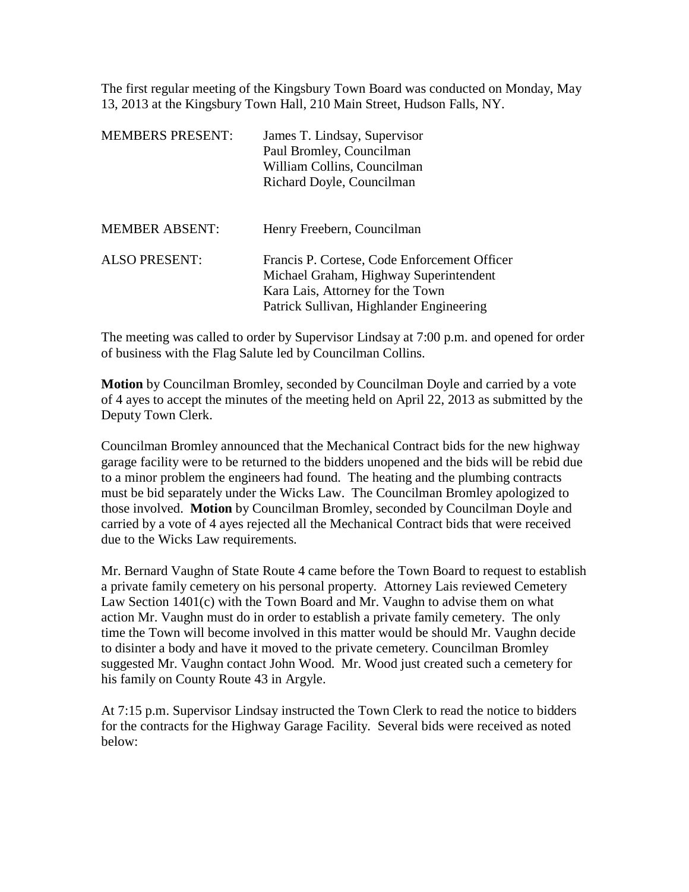The first regular meeting of the Kingsbury Town Board was conducted on Monday, May 13, 2013 at the Kingsbury Town Hall, 210 Main Street, Hudson Falls, NY.

| | |
|---|---|
| MEMBERS PRESENT: | James T. Lindsay, Supervisor<br>Paul Bromley, Councilman<br>William Collins, Councilman<br>Richard Doyle, Councilman |
| MEMBER ABSENT: | Henry Freebern, Councilman |
| ALSO PRESENT: | Francis P. Cortese, Code Enforcement Officer<br>Michael Graham, Highway Superintendent<br>Kara Lais, Attorney for the Town<br>Patrick Sullivan, Highlander Engineering |

The meeting was called to order by Supervisor Lindsay at 7:00 p.m. and opened for order of business with the Flag Salute led by Councilman Collins.

**Motion** by Councilman Bromley, seconded by Councilman Doyle and carried by a vote of 4 ayes to accept the minutes of the meeting held on April 22, 2013 as submitted by the Deputy Town Clerk.

Councilman Bromley announced that the Mechanical Contract bids for the new highway garage facility were to be returned to the bidders unopened and the bids will be rebid due to a minor problem the engineers had found. The heating and the plumbing contracts must be bid separately under the Wicks Law. The Councilman Bromley apologized to those involved. **Motion** by Councilman Bromley, seconded by Councilman Doyle and carried by a vote of 4 ayes rejected all the Mechanical Contract bids that were received due to the Wicks Law requirements.

Mr. Bernard Vaughn of State Route 4 came before the Town Board to request to establish a private family cemetery on his personal property. Attorney Lais reviewed Cemetery Law Section 1401(c) with the Town Board and Mr. Vaughn to advise them on what action Mr. Vaughn must do in order to establish a private family cemetery. The only time the Town will become involved in this matter would be should Mr. Vaughn decide to disinter a body and have it moved to the private cemetery. Councilman Bromley suggested Mr. Vaughn contact John Wood. Mr. Wood just created such a cemetery for his family on County Route 43 in Argyle.

At 7:15 p.m. Supervisor Lindsay instructed the Town Clerk to read the notice to bidders for the contracts for the Highway Garage Facility. Several bids were received as noted below: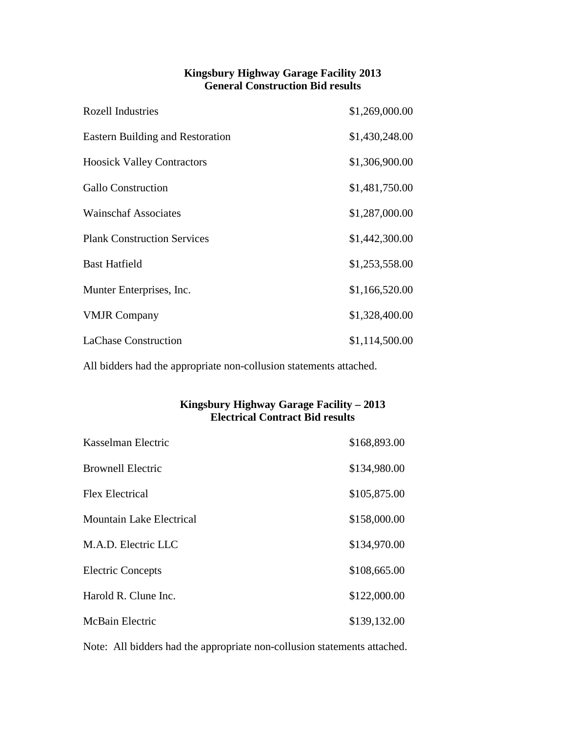**Kingsbury Highway Garage Facility 2013**
**General Construction Bid results**

| | |
|---|---|
| Rozell Industries | $1,269,000.00 |
| Eastern Building and Restoration | $1,430,248.00 |
| Hoosick Valley Contractors | $1,306,900.00 |
| Gallo Construction | $1,481,750.00 |
| Wainschaf Associates | $1,287,000.00 |
| Plank Construction Services | $1,442,300.00 |
| Bast Hatfield | $1,253,558.00 |
| Munter Enterprises, Inc. | $1,166,520.00 |
| VMJR Company | $1,328,400.00 |
| LaChase Construction | $1,114,500.00 |

All bidders had the appropriate non-collusion statements attached.

**Kingsbury Highway Garage Facility – 2013**
**Electrical Contract Bid results**

| | |
|---|---|
| Kasselman Electric | $168,893.00 |
| Brownell Electric | $134,980.00 |
| Flex Electrical | $105,875.00 |
| Mountain Lake Electrical | $158,000.00 |
| M.A.D. Electric LLC | $134,970.00 |
| Electric Concepts | $108,665.00 |
| Harold R. Clune Inc. | $122,000.00 |
| McBain Electric | $139,132.00 |

Note: All bidders had the appropriate non-collusion statements attached.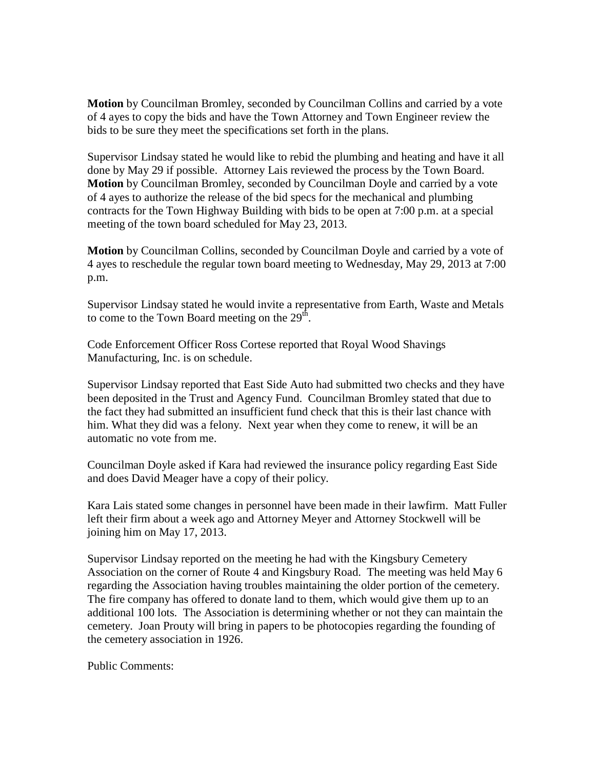**Motion** by Councilman Bromley, seconded by Councilman Collins and carried by a vote of 4 ayes to copy the bids and have the Town Attorney and Town Engineer review the bids to be sure they meet the specifications set forth in the plans.

Supervisor Lindsay stated he would like to rebid the plumbing and heating and have it all done by May 29 if possible. Attorney Lais reviewed the process by the Town Board. **Motion** by Councilman Bromley, seconded by Councilman Doyle and carried by a vote of 4 ayes to authorize the release of the bid specs for the mechanical and plumbing contracts for the Town Highway Building with bids to be open at 7:00 p.m. at a special meeting of the town board scheduled for May 23, 2013.

**Motion** by Councilman Collins, seconded by Councilman Doyle and carried by a vote of 4 ayes to reschedule the regular town board meeting to Wednesday, May 29, 2013 at 7:00 p.m.

Supervisor Lindsay stated he would invite a representative from Earth, Waste and Metals to come to the Town Board meeting on the 29th.

Code Enforcement Officer Ross Cortese reported that Royal Wood Shavings Manufacturing, Inc. is on schedule.

Supervisor Lindsay reported that East Side Auto had submitted two checks and they have been deposited in the Trust and Agency Fund. Councilman Bromley stated that due to the fact they had submitted an insufficient fund check that this is their last chance with him. What they did was a felony. Next year when they come to renew, it will be an automatic no vote from me.

Councilman Doyle asked if Kara had reviewed the insurance policy regarding East Side and does David Meager have a copy of their policy.

Kara Lais stated some changes in personnel have been made in their lawfirm. Matt Fuller left their firm about a week ago and Attorney Meyer and Attorney Stockwell will be joining him on May 17, 2013.

Supervisor Lindsay reported on the meeting he had with the Kingsbury Cemetery Association on the corner of Route 4 and Kingsbury Road. The meeting was held May 6 regarding the Association having troubles maintaining the older portion of the cemetery. The fire company has offered to donate land to them, which would give them up to an additional 100 lots. The Association is determining whether or not they can maintain the cemetery. Joan Prouty will bring in papers to be photocopies regarding the founding of the cemetery association in 1926.

Public Comments: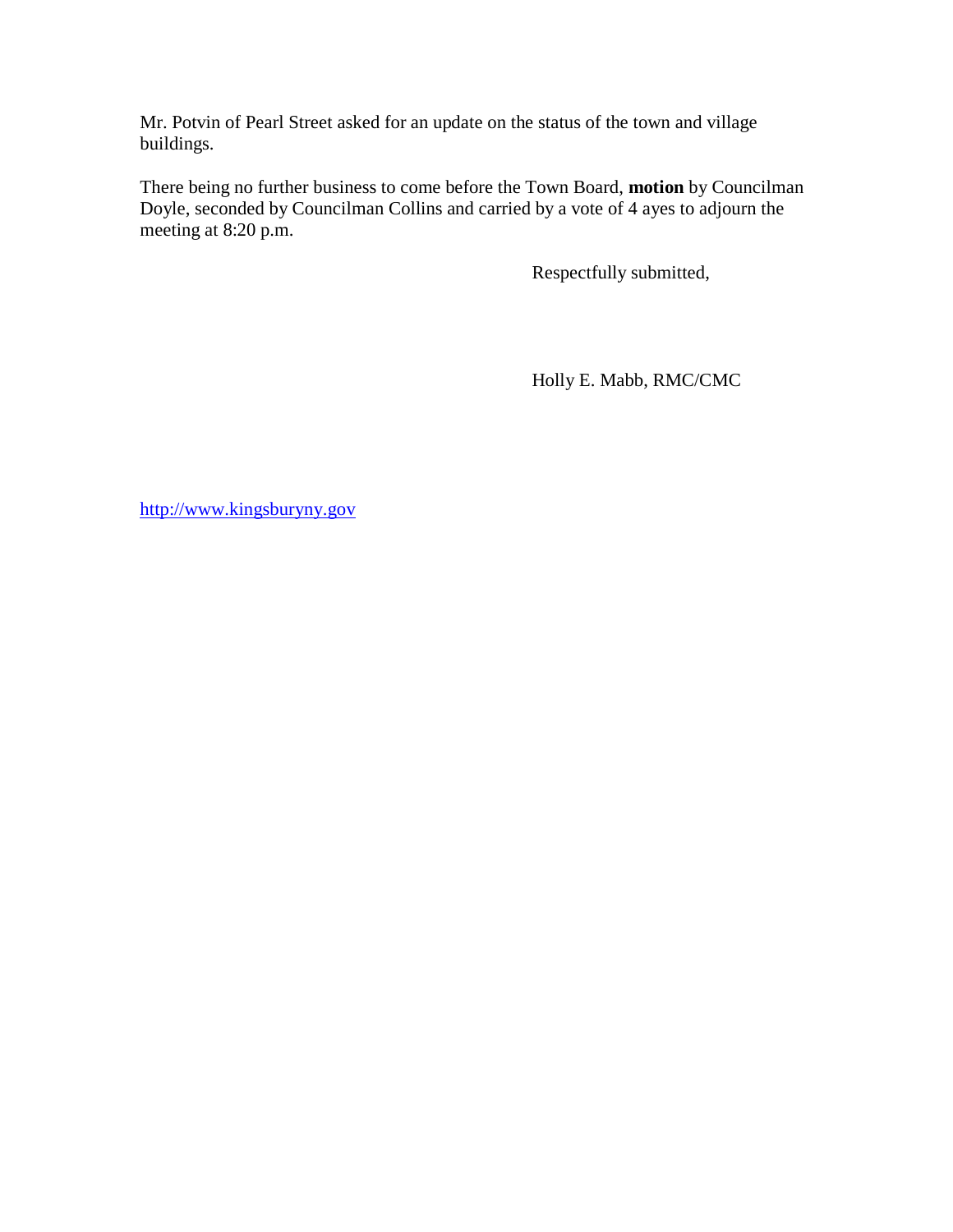Mr. Potvin of Pearl Street asked for an update on the status of the town and village buildings.

There being no further business to come before the Town Board, **motion** by Councilman Doyle, seconded by Councilman Collins and carried by a vote of 4 ayes to adjourn the meeting at 8:20 p.m.

Respectfully submitted,

Holly E. Mabb, RMC/CMC

http://www.kingsburyny.gov